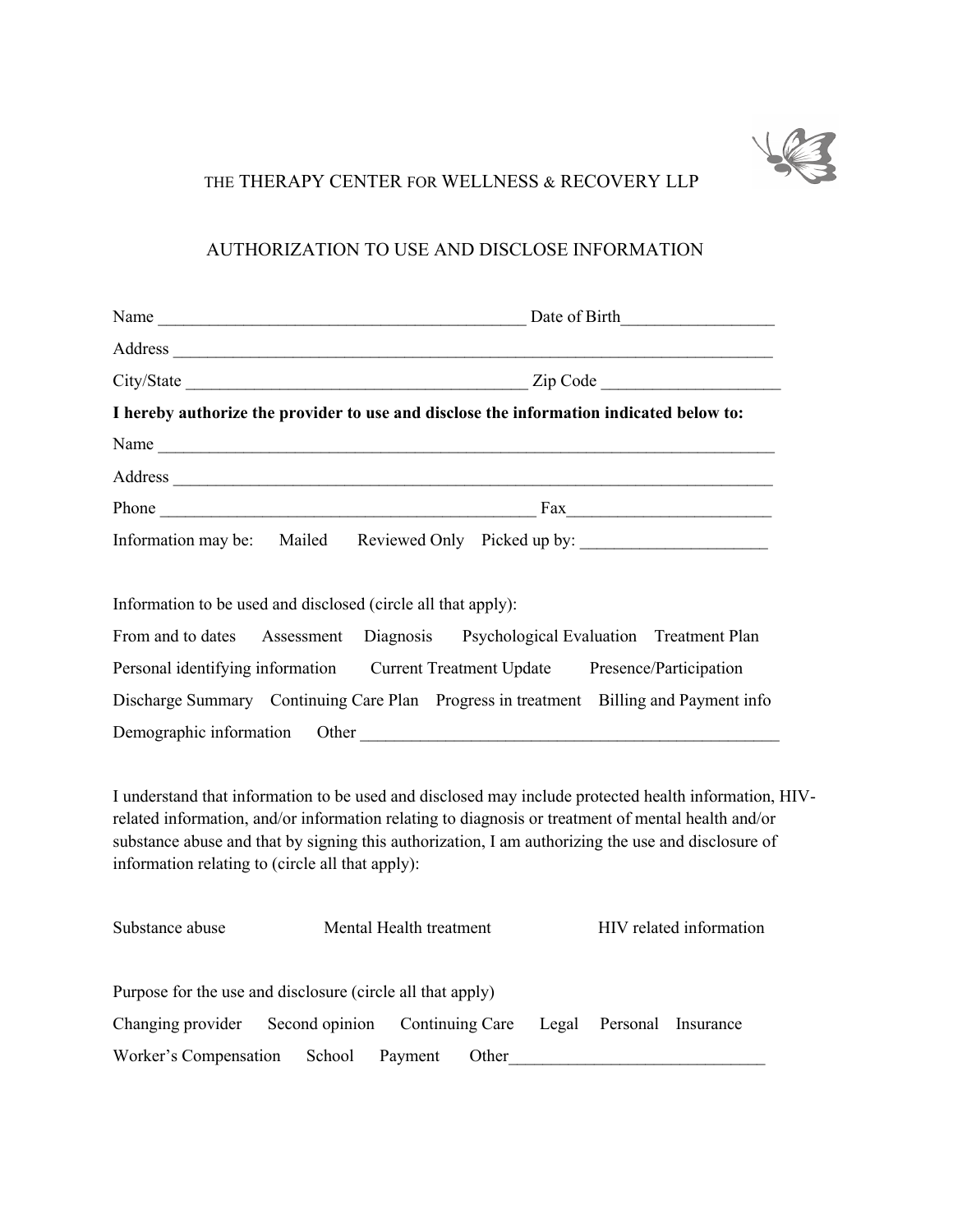THE THERAPY CENTER FOR WELLNESS & RECOVERY LLP

AUTHORIZATION TO USE AND DISCLOSE INFORMATION

Name ___________________________________________ Date of Birth_________________

Address ______________________________________________________________________

City/State ________________________________________ Zip Code ____________________

**I hereby authorize the provider to use and disclose the information indicated below to:**

Name ________________________________________________________________________

Address ______________________________________________________________________

Phone ____________________________________________ Fax_______________________

Information may be: Mailed Reviewed Only Picked up by: _____________________

Information to be used and disclosed (circle all that apply):

From and to dates Assessment Diagnosis Psychological Evaluation Treatment Plan

Personal identifying information Current Treatment Update Presence/Participation

Discharge Summary Continuing Care Plan Progress in treatment Billing and Payment info

Demographic information Other __________________________________________________

I understand that information to be used and disclosed may include protected health information, HIV-related information, and/or information relating to diagnosis or treatment of mental health and/or substance abuse and that by signing this authorization, I am authorizing the use and disclosure of information relating to (circle all that apply):

Substance abuse Mental Health treatment HIV related information

Purpose for the use and disclosure (circle all that apply)

Changing provider Second opinion Continuing Care Legal Personal Insurance

Worker's Compensation School Payment Other_____________________________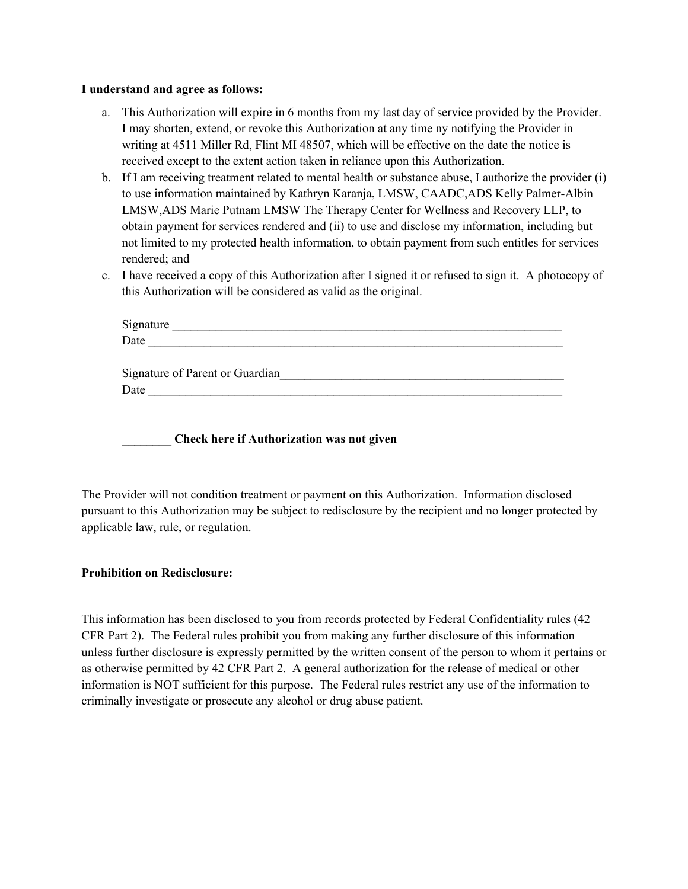**I understand and agree as follows:**

a. This Authorization will expire in 6 months from my last day of service provided by the Provider. I may shorten, extend, or revoke this Authorization at any time ny notifying the Provider in writing at 4511 Miller Rd, Flint MI 48507, which will be effective on the date the notice is received except to the extent action taken in reliance upon this Authorization.
b. If I am receiving treatment related to mental health or substance abuse, I authorize the provider (i) to use information maintained by Kathryn Karanja, LMSW, CAADC,ADS Kelly Palmer-Albin LMSW,ADS Marie Putnam LMSW The Therapy Center for Wellness and Recovery LLP, to obtain payment for services rendered and (ii) to use and disclose my information, including but not limited to my protected health information, to obtain payment from such entitles for services rendered; and
c. I have received a copy of this Authorization after I signed it or refused to sign it. A photocopy of this Authorization will be considered as valid as the original.

Signature ________________________________________________________________
Date ____________________________________________________________________

Signature of Parent or Guardian_____________________________________________
Date ____________________________________________________________________

________ **Check here if Authorization was not given**

The Provider will not condition treatment or payment on this Authorization. Information disclosed pursuant to this Authorization may be subject to redisclosure by the recipient and no longer protected by applicable law, rule, or regulation.

**Prohibition on Redisclosure:**

This information has been disclosed to you from records protected by Federal Confidentiality rules (42 CFR Part 2). The Federal rules prohibit you from making any further disclosure of this information unless further disclosure is expressly permitted by the written consent of the person to whom it pertains or as otherwise permitted by 42 CFR Part 2. A general authorization for the release of medical or other information is NOT sufficient for this purpose. The Federal rules restrict any use of the information to criminally investigate or prosecute any alcohol or drug abuse patient.